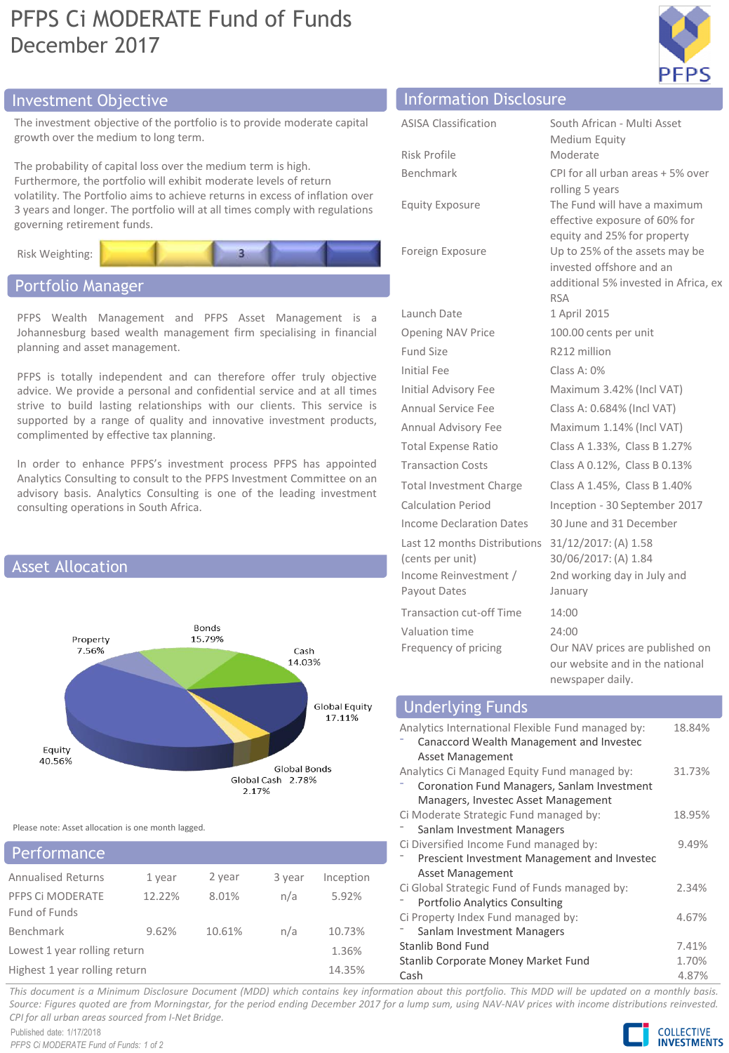# PFPS Ci MODERATE Fund of Funds
December 2017

## Investment Objective

The investment objective of the portfolio is to provide moderate capital growth over the medium to long term.

The probability of capital loss over the medium term is high. Furthermore, the portfolio will exhibit moderate levels of return volatility. The Portfolio aims to achieve returns in excess of inflation over 3 years and longer. The portfolio will at all times comply with regulations governing retirement funds.

Risk Weighting: 3

## Portfolio Manager

PFPS Wealth Management and PFPS Asset Management is a Johannesburg based wealth management firm specialising in financial planning and asset management.

PFPS is totally independent and can therefore offer truly objective advice. We provide a personal and confidential service and at all times strive to build lasting relationships with our clients. This service is supported by a range of quality and innovative investment products, complimented by effective tax planning.

In order to enhance PFPS's investment process PFPS has appointed Analytics Consulting to consult to the PFPS Investment Committee on an advisory basis. Analytics Consulting is one of the leading investment consulting operations in South Africa.

## Asset Allocation

| Asset Class | Allocation |
|---|---|
| Bonds | 15.79% |
| Cash | 14.03% |
| Global Equity | 17.11% |
| Global Bonds | 2.78% |
| Global Cash | 2.17% |
| Equity | 40.56% |
| Property | 7.56% |

Please note: Asset allocation is one month lagged.

## Performance

| Annualised Returns | 1 year | 2 year | 3 year | Inception |
|---|---|---|---|---|
| PFPS Ci MODERATE Fund of Funds | 12.22% | 8.01% | n/a | 5.92% |
| Benchmark | 9.62% | 10.61% | n/a | 10.73% |
| Lowest 1 year rolling return | | | | 1.36% |
| Highest 1 year rolling return | | | | 14.35% |

## Information Disclosure

| | |
|---|---|
| ASISA Classification | South African - Multi Asset Medium Equity |
| Risk Profile | Moderate |
| Benchmark | CPI for all urban areas + 5% over rolling 5 years |
| Equity Exposure | The Fund will have a maximum effective exposure of 60% for equity and 25% for property |
| Foreign Exposure | Up to 25% of the assets may be invested offshore and an additional 5% invested in Africa, ex RSA |
| Launch Date | 1 April 2015 |
| Opening NAV Price | 100.00 cents per unit |
| Fund Size | R212 million |
| Initial Fee | Class A: 0% |
| Initial Advisory Fee | Maximum 3.42% (Incl VAT) |
| Annual Service Fee | Class A: 0.684% (Incl VAT) |
| Annual Advisory Fee | Maximum 1.14% (Incl VAT) |
| Total Expense Ratio | Class A 1.33%, Class B 1.27% |
| Transaction Costs | Class A 0.12%, Class B 0.13% |
| Total Investment Charge | Class A 1.45%, Class B 1.40% |
| Calculation Period | Inception - 30 September 2017 |
| Income Declaration Dates | 30 June and 31 December |
| Last 12 months Distributions (cents per unit) | 31/12/2017: (A) 1.58<br>30/06/2017: (A) 1.84 |
| Income Reinvestment / Payout Dates | 2nd working day in July and January |
| Transaction cut-off Time | 14:00 |
| Valuation time | 24:00 |
| Frequency of pricing | Our NAV prices are published on our website and in the national newspaper daily. |

## Underlying Funds

| Fund | Weight |
|---|---|
| Analytics International Flexible Fund managed by:<br>- Canaccord Wealth Management and Investec Asset Management | 18.84% |
| Analytics Ci Managed Equity Fund managed by:<br>- Coronation Fund Managers, Sanlam Investment Managers, Investec Asset Management | 31.73% |
| Ci Moderate Strategic Fund managed by:<br>- Sanlam Investment Managers | 18.95% |
| Ci Diversified Income Fund managed by:<br>- Prescient Investment Management and Investec Asset Management | 9.49% |
| Ci Global Strategic Fund of Funds managed by:<br>- Portfolio Analytics Consulting | 2.34% |
| Ci Property Index Fund managed by:<br>- Sanlam Investment Managers | 4.67% |
| Stanlib Bond Fund | 7.41% |
| Stanlib Corporate Money Market Fund | 1.70% |
| Cash | 4.87% |

*This document is a Minimum Disclosure Document (MDD) which contains key information about this portfolio. This MDD will be updated on a monthly basis. Source: Figures quoted are from Morningstar, for the period ending December 2017 for a lump sum, using NAV-NAV prices with income distributions reinvested. CPI for all urban areas sourced from I-Net Bridge.*

Published date: 1/17/2018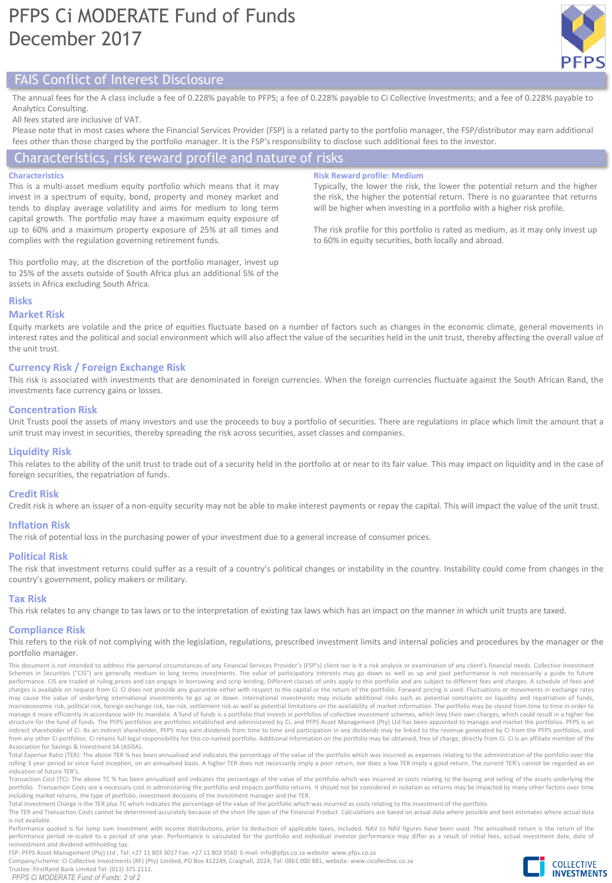# PFPS Ci MODERATE Fund of Funds
December 2017

## FAIS Conflict of Interest Disclosure

The annual fees for the A class include a fee of 0.228% payable to PFPS; a fee of 0.228% payable to Ci Collective Investments; and a fee of 0.228% payable to Analytics Consulting.

All fees stated are inclusive of VAT.

Please note that in most cases where the Financial Services Provider (FSP) is a related party to the portfolio manager, the FSP/distributor may earn additional fees other than those charged by the portfolio manager. It is the FSP's responsibility to disclose such additional fees to the investor.

## Characteristics, risk reward profile and nature of risks

### Characteristics

This is a multi-asset medium equity portfolio which means that it may invest in a spectrum of equity, bond, property and money market and tends to display average volatility and aims for medium to long term capital growth. The portfolio may have a maximum equity exposure of up to 60% and a maximum property exposure of 25% at all times and complies with the regulation governing retirement funds.

This portfolio may, at the discretion of the portfolio manager, invest up to 25% of the assets outside of South Africa plus an additional 5% of the assets in Africa excluding South Africa.

### Risk Reward profile: Medium

Typically, the lower the risk, the lower the potential return and the higher the risk, the higher the potential return. There is no guarantee that returns will be higher when investing in a portfolio with a higher risk profile.

The risk profile for this portfolio is rated as medium, as it may only invest up to 60% in equity securities, both locally and abroad.

### Risks

### Market Risk

Equity markets are volatile and the price of equities fluctuate based on a number of factors such as changes in the economic climate, general movements in interest rates and the political and social environment which will also affect the value of the securities held in the unit trust, thereby affecting the overall value of the unit trust.

### Currency Risk / Foreign Exchange Risk

This risk is associated with investments that are denominated in foreign currencies. When the foreign currencies fluctuate against the South African Rand, the investments face currency gains or losses.

### Concentration Risk

Unit Trusts pool the assets of many investors and use the proceeds to buy a portfolio of securities. There are regulations in place which limit the amount that a unit trust may invest in securities, thereby spreading the risk across securities, asset classes and companies.

### Liquidity Risk

This relates to the ability of the unit trust to trade out of a security held in the portfolio at or near to its fair value. This may impact on liquidity and in the case of foreign securities, the repatriation of funds.

### Credit Risk

Credit risk is where an issuer of a non-equity security may not be able to make interest payments or repay the capital. This will impact the value of the unit trust.

### Inflation Risk

The risk of potential loss in the purchasing power of your investment due to a general increase of consumer prices.

### Political Risk

The risk that investment returns could suffer as a result of a country's political changes or instability in the country. Instability could come from changes in the country's government, policy makers or military.

### Tax Risk

This risk relates to any change to tax laws or to the interpretation of existing tax laws which has an impact on the manner in which unit trusts are taxed.

### Compliance Risk

This refers to the risk of not complying with the legislation, regulations, prescribed investment limits and internal policies and procedures by the manager or the portfolio manager.

This document is not intended to address the personal circumstances of any Financial Services Provider's (FSP's) client nor is it a risk analysis or examination of any client's financial needs. Collective Investment Schemes in Securities ("CIS") are generally medium to long terms investments. The value of participatory interests may go down as well as up and past performance is not necessarily a guide to future performance. CIS are traded at ruling prices and can engage in borrowing and scrip lending. Different classes of units apply to this portfolio and are subject to different fees and charges. A schedule of fees and charges is available on request from Ci. Ci does not provide any guarantee either with respect to the capital or the return of the portfolio. Forward pricing is used. Fluctuations or movements in exchange rates may cause the value of underlying international investments to go up or down. International Investments may include additional risks such as potential constraints on liquidity and repatriation of funds, macroeconomic risk, political risk, foreign exchange risk, tax risk, settlement risk as well as potential limitations on the availability of market information. The portfolio may be closed from time to time in order to manage it more efficiently in accordance with its mandate. A fund of funds is a portfolio that invests in portfolios of collective investment schemes, which levy their own charges, which could result in a higher fee structure for the fund of funds. The PFPS portfolios are portfolios established and administered by Ci, and PFPS Asset Management (Pty) Ltd has been appointed to manage and market the portfolios. PFPS is an indirect shareholder of Ci. As an indirect shareholder, PFPS may earn dividends from time to time and participation in any dividends may be linked to the revenue generated by Ci from the PFPS portfolios, and from any other Ci portfolios. Ci retains full legal responsibility for this co-named portfolio. Additional information on the portfolio may be obtained, free of charge, directly from Ci. Ci is an affiliate member of the Association for Savings & Investment SA (ASISA).

Total Expense Ratio (TER): The above TER % has been annualised and indicates the percentage of the value of the portfolio which was incurred as expenses relating to the administration of the portfolio over the rolling 3 year period or since fund inception, on an annualised basis. A higher TER does not necessarily imply a poor return, nor does a low TER imply a good return. The current TER's cannot be regarded as an indication of future TER's.

Transaction Cost (TC): The above TC % has been annualised and indicates the percentage of the value of the portfolio which was incurred as costs relating to the buying and selling of the assets underlying the portfolio. Transaction Costs are a necessary cost in administering the portfolio and impacts portfolio returns. It should not be considered in isolation as returns may be impacted by many other factors over time including market returns, the type of portfolio, investment decisions of the investment manager and the TER.

Total Investment Charge is the TER plus TC which indicates the percentage of the value of the portfolio which was incurred as costs relating to the investment of the portfolio.

The TER and Transaction Costs cannot be determined accurately because of the short life span of the Financial Product. Calculations are based on actual data where possible and best estimates where actual data is not available.

Performance quoted is for lump sum investment with income distributions, prior to deduction of applicable taxes, included. NAV to NAV figures have been used. The annualised return is the return of the performance period re-scaled to a period of one year. Performance is calculated for the portfolio and individual investor performance may differ as a result of initial fees, actual investment date, date of reinvestment and dividend withholding tax.

FSP: PFPS Asset Management (Pty) Ltd , Tel: +27 11 803 3017 Fax: +27 11 803 3560 E-mail: info@pfps.co.za website: www.pfps.co.za

Company/scheme: Ci Collective Investments (RF) (Pty) Limited, PO Box 412249, Craighall, 2024; Tel: 0861 000 881, website: www.cicollective.co.za

Trustee: FirstRand Bank Limited Tel: (011) 371 2111.